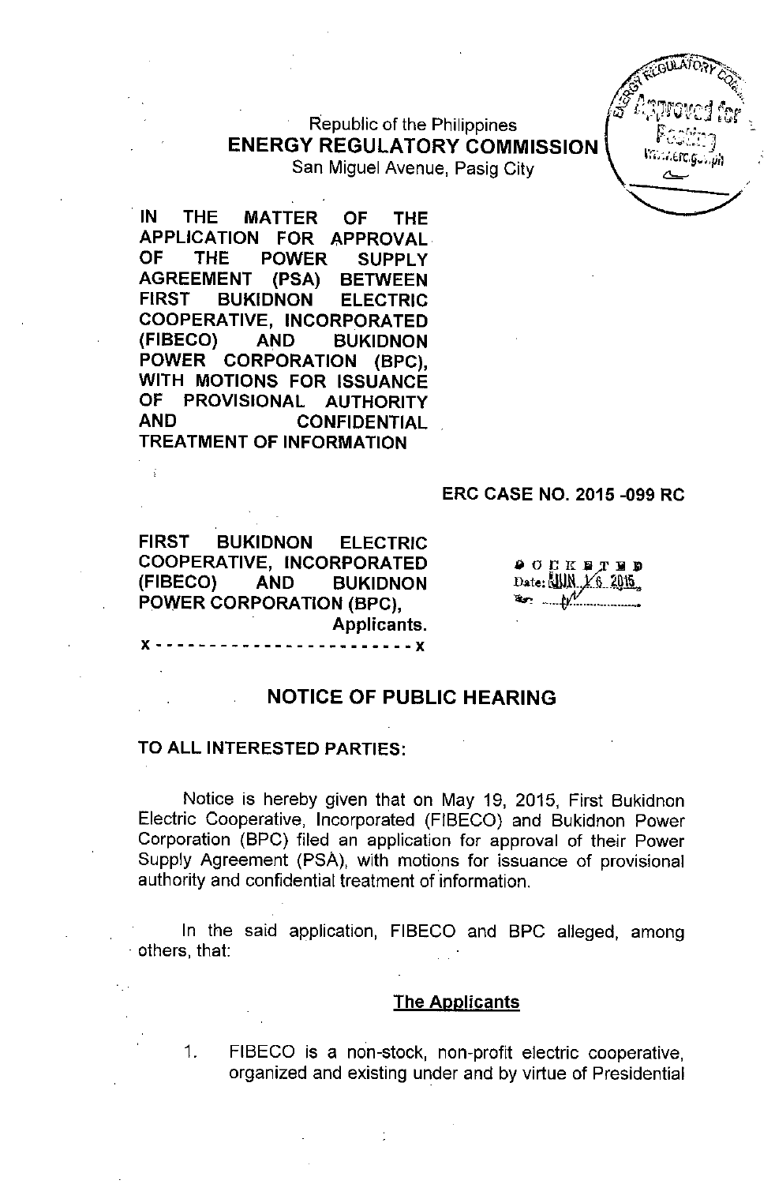Republic of the Philippines
**ENERGY REGULATORY COMMISSION**
San Miguel Avenue, Pasig City

**IN THE MATTER OF THE APPLICATION FOR APPROVAL OF THE POWER SUPPLY AGREEMENT (PSA) BETWEEN FIRST BUKIDNON ELECTRIC COOPERATIVE, INCORPORATED (FIBECO) AND BUKIDNON POWER CORPORATION (BPC), WITH MOTIONS FOR ISSUANCE OF PROVISIONAL AUTHORITY AND CONFIDENTIAL TREATMENT OF INFORMATION**

**ERC CASE NO. 2015 -099 RC**

**FIRST BUKIDNON ELECTRIC COOPERATIVE, INCORPORATED (FIBECO) AND BUKIDNON POWER CORPORATION (BPC),**
**Applicants.**
**x - - - - - - - - - - - - - - - - - - - - - - - - x**

DOCKETED
Date: JUN 16 2015

## NOTICE OF PUBLIC HEARING

**TO ALL INTERESTED PARTIES:**

Notice is hereby given that on May 19, 2015, First Bukidnon Electric Cooperative, Incorporated (FIBECO) and Bukidnon Power Corporation (BPC) filed an application for approval of their Power Supply Agreement (PSA), with motions for issuance of provisional authority and confidential treatment of information.

In the said application, FIBECO and BPC alleged, among others, that:

**The Applicants**

1. FIBECO is a non-stock, non-profit electric cooperative, organized and existing under and by virtue of Presidential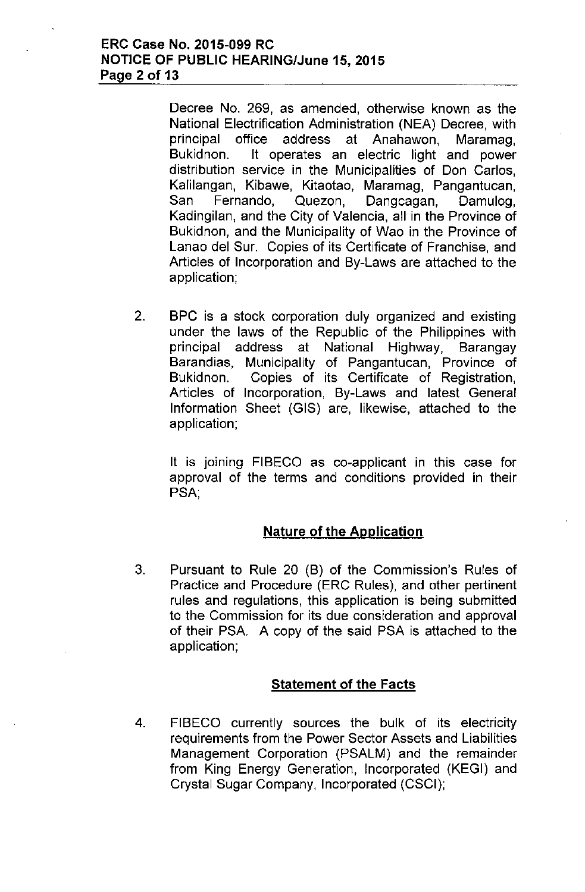Decree No. 269, as amended, otherwise known as the National Electrification Administration (NEA) Decree, with principal office address at Anahawon, Maramag, Bukidnon. It operates an electric light and power distribution service in the Municipalities of Don Carlos, Kalilangan, Kibawe, Kitaotao, Maramag, Pangantucan, San Fernando, Quezon, Dangcagan, Damulog, Kadingilan, and the City of Valencia, all in the Province of Bukidnon, and the Municipality of Wao in the Province of Lanao del Sur. Copies of its Certificate of Franchise, and Articles of Incorporation and By-Laws are attached to the application;

2. BPC is a stock corporation duly organized and existing under the laws of the Republic of the Philippines with principal address at National Highway, Barangay Barandias, Municipality of Pangantucan, Province of Bukidnon. Copies of its Certificate of Registration, Articles of Incorporation, By-Laws and latest General Information Sheet (GIS) are, likewise, attached to the application;

   It is joining FIBECO as co-applicant in this case for approval of the terms and conditions provided in their PSA;

## Nature of the Application

3. Pursuant to Rule 20 (B) of the Commission's Rules of Practice and Procedure (ERC Rules), and other pertinent rules and regulations, this application is being submitted to the Commission for its due consideration and approval of their PSA. A copy of the said PSA is attached to the application;

## Statement of the Facts

4. FIBECO currently sources the bulk of its electricity requirements from the Power Sector Assets and Liabilities Management Corporation (PSALM) and the remainder from King Energy Generation, Incorporated (KEGI) and Crystal Sugar Company, Incorporated (CSCI);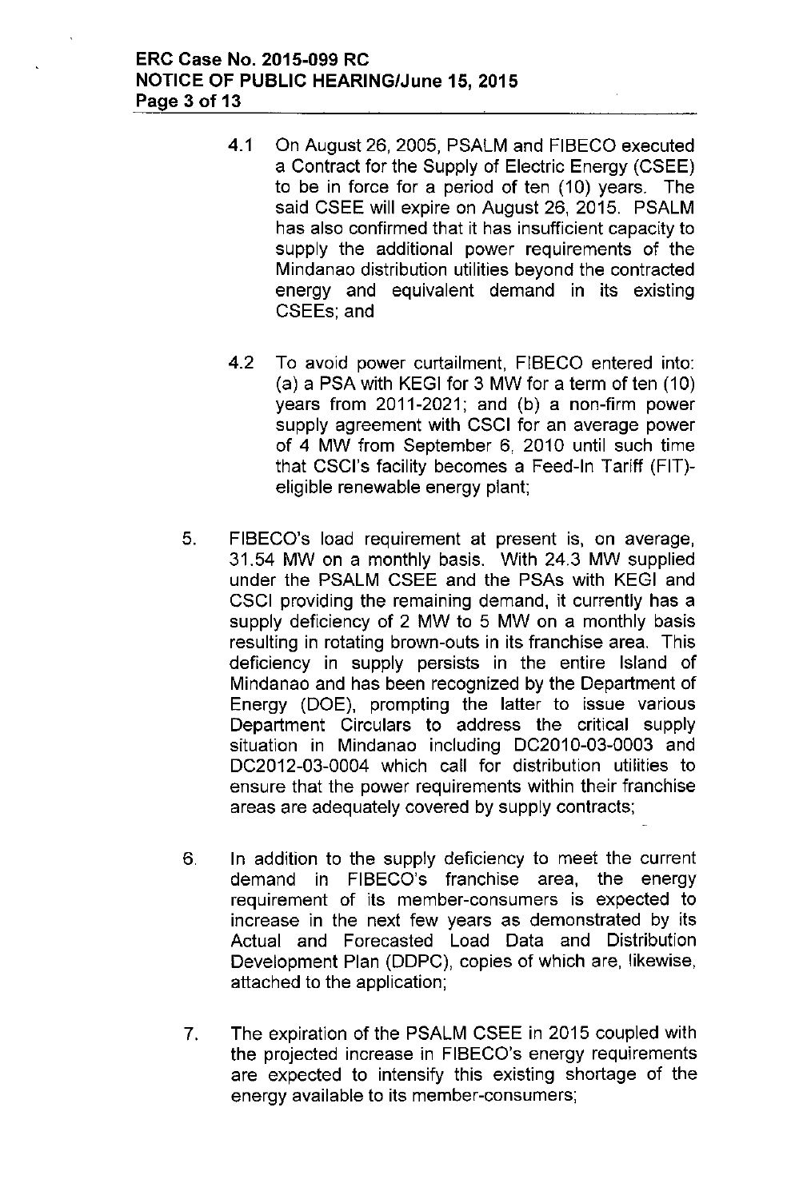4.1 On August 26, 2005, PSALM and FIBECO executed a Contract for the Supply of Electric Energy (CSEE) to be in force for a period of ten (10) years. The said CSEE will expire on August 26, 2015. PSALM has also confirmed that it has insufficient capacity to supply the additional power requirements of the Mindanao distribution utilities beyond the contracted energy and equivalent demand in its existing CSEEs; and

4.2 To avoid power curtailment, FIBECO entered into: (a) a PSA with KEGI for 3 MW for a term of ten (10) years from 2011-2021; and (b) a non-firm power supply agreement with CSCI for an average power of 4 MW from September 6, 2010 until such time that CSCI's facility becomes a Feed-In Tariff (FIT)-eligible renewable energy plant;

5. FIBECO's load requirement at present is, on average, 31.54 MW on a monthly basis. With 24.3 MW supplied under the PSALM CSEE and the PSAs with KEGI and CSCI providing the remaining demand, it currently has a supply deficiency of 2 MW to 5 MW on a monthly basis resulting in rotating brown-outs in its franchise area. This deficiency in supply persists in the entire Island of Mindanao and has been recognized by the Department of Energy (DOE), prompting the latter to issue various Department Circulars to address the critical supply situation in Mindanao including DC2010-03-0003 and DC2012-03-0004 which call for distribution utilities to ensure that the power requirements within their franchise areas are adequately covered by supply contracts;

6. In addition to the supply deficiency to meet the current demand in FIBECO's franchise area, the energy requirement of its member-consumers is expected to increase in the next few years as demonstrated by its Actual and Forecasted Load Data and Distribution Development Plan (DDPC), copies of which are, likewise, attached to the application;

7. The expiration of the PSALM CSEE in 2015 coupled with the projected increase in FIBECO's energy requirements are expected to intensify this existing shortage of the energy available to its member-consumers;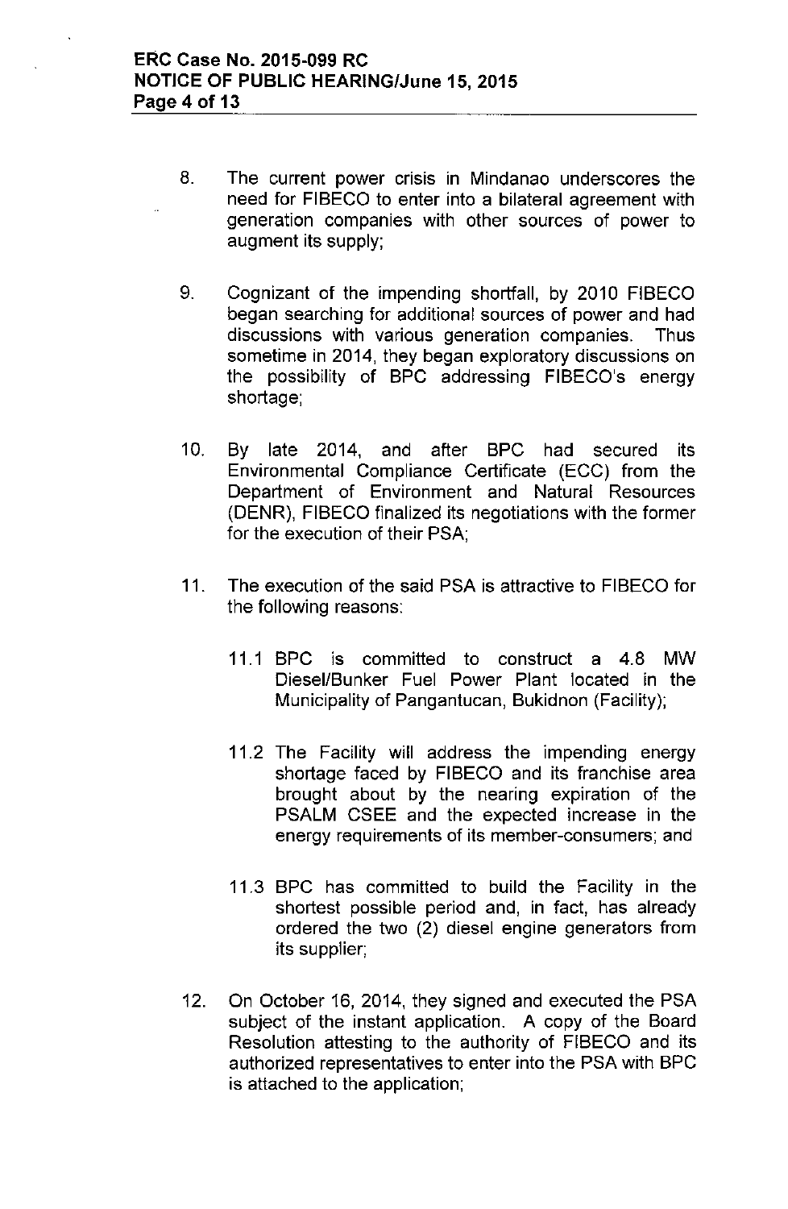8. The current power crisis in Mindanao underscores the need for FIBECO to enter into a bilateral agreement with generation companies with other sources of power to augment its supply;

9. Cognizant of the impending shortfall, by 2010 FIBECO began searching for additional sources of power and had discussions with various generation companies. Thus sometime in 2014, they began exploratory discussions on the possibility of BPC addressing FIBECO's energy shortage;

10. By late 2014, and after BPC had secured its Environmental Compliance Certificate (ECC) from the Department of Environment and Natural Resources (DENR), FIBECO finalized its negotiations with the former for the execution of their PSA;

11. The execution of the said PSA is attractive to FIBECO for the following reasons:

    11.1 BPC is committed to construct a 4.8 MW Diesel/Bunker Fuel Power Plant located in the Municipality of Pangantucan, Bukidnon (Facility);

    11.2 The Facility will address the impending energy shortage faced by FIBECO and its franchise area brought about by the nearing expiration of the PSALM CSEE and the expected increase in the energy requirements of its member-consumers; and

    11.3 BPC has committed to build the Facility in the shortest possible period and, in fact, has already ordered the two (2) diesel engine generators from its supplier;

12. On October 16, 2014, they signed and executed the PSA subject of the instant application. A copy of the Board Resolution attesting to the authority of FIBECO and its authorized representatives to enter into the PSA with BPC is attached to the application;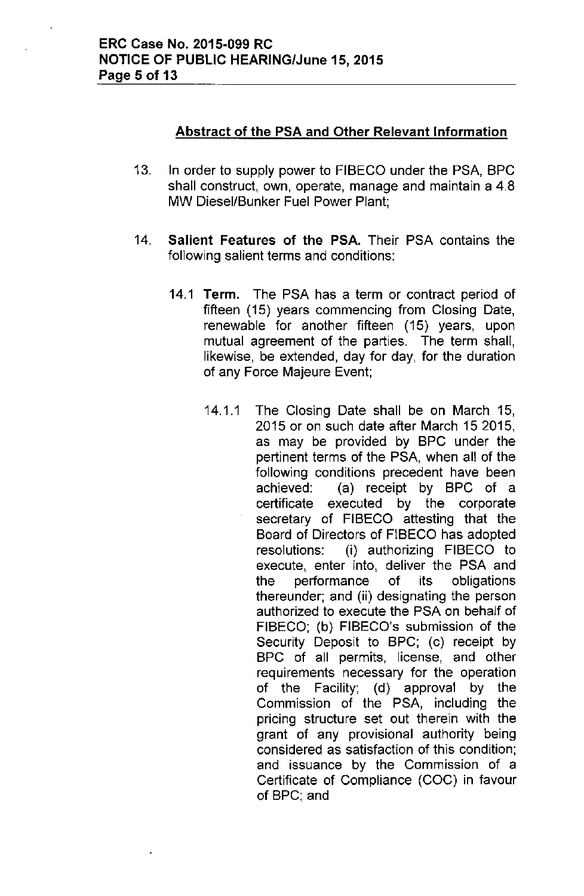## Abstract of the PSA and Other Relevant Information

13. In order to supply power to FIBECO under the PSA, BPC shall construct, own, operate, manage and maintain a 4.8 MW Diesel/Bunker Fuel Power Plant;

14. **Salient Features of the PSA.** Their PSA contains the following salient terms and conditions:

    14.1 **Term.** The PSA has a term or contract period of fifteen (15) years commencing from Closing Date, renewable for another fifteen (15) years, upon mutual agreement of the parties. The term shall, likewise, be extended, day for day, for the duration of any Force Majeure Event;

    14.1.1 The Closing Date shall be on March 15, 2015 or on such date after March 15 2015, as may be provided by BPC under the pertinent terms of the PSA, when all of the following conditions precedent have been achieved: (a) receipt by BPC of a certificate executed by the corporate secretary of FIBECO attesting that the Board of Directors of FIBECO has adopted resolutions: (i) authorizing FIBECO to execute, enter into, deliver the PSA and the performance of its obligations thereunder; and (ii) designating the person authorized to execute the PSA on behalf of FIBECO; (b) FIBECO's submission of the Security Deposit to BPC; (c) receipt by BPC of all permits, license, and other requirements necessary for the operation of the Facility; (d) approval by the Commission of the PSA, including the pricing structure set out therein with the grant of any provisional authority being considered as satisfaction of this condition; and issuance by the Commission of a Certificate of Compliance (COC) in favour of BPC; and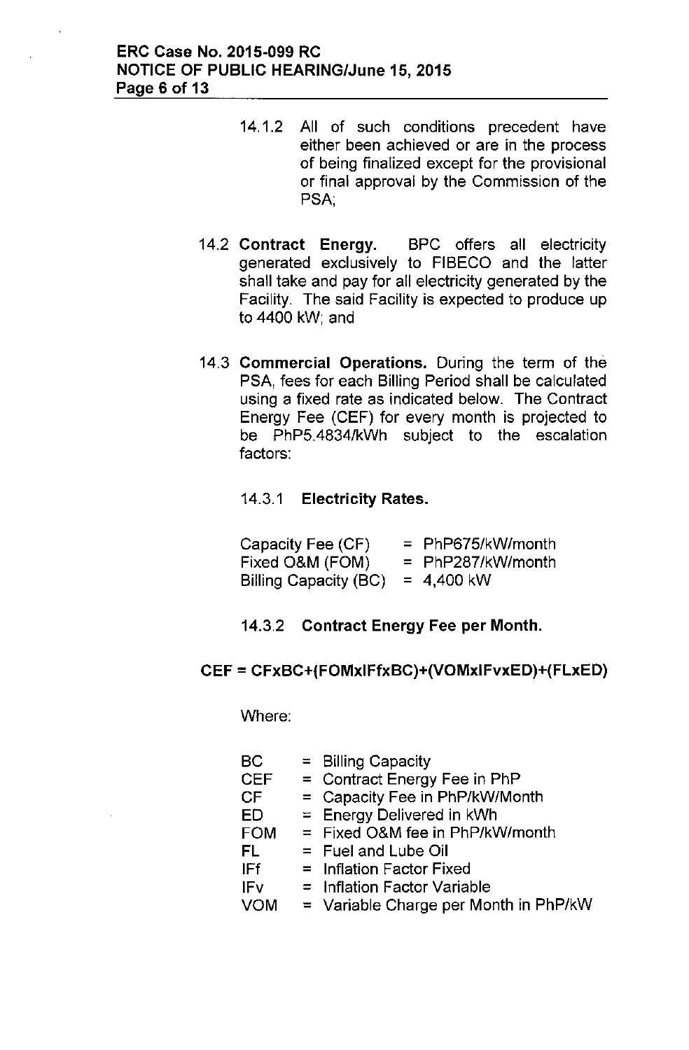14.1.2 All of such conditions precedent have either been achieved or are in the process of being finalized except for the provisional or final approval by the Commission of the PSA;

14.2 **Contract Energy.** BPC offers all electricity generated exclusively to FIBECO and the latter shall take and pay for all electricity generated by the Facility. The said Facility is expected to produce up to 4400 kW; and

14.3 **Commercial Operations.** During the term of the PSA, fees for each Billing Period shall be calculated using a fixed rate as indicated below. The Contract Energy Fee (CEF) for every month is projected to be PhP5.4834/kWh subject to the escalation factors:

14.3.1 **Electricity Rates.**

| | | |
|---|---|---|
| Capacity Fee (CF) | = | PhP675/kW/month |
| Fixed O&M (FOM) | = | PhP287/kW/month |
| Billing Capacity (BC) | = | 4,400 kW |

14.3.2 **Contract Energy Fee per Month.**

$$CEF = CF \times BC + (FOM \times IFf \times BC) + (VOM \times IFv \times ED) + (FL \times ED)$$

Where:

| | | |
|---|---|---|
| BC | = | Billing Capacity |
| CEF | = | Contract Energy Fee in PhP |
| CF | = | Capacity Fee in PhP/kW/Month |
| ED | = | Energy Delivered in kWh |
| FOM | = | Fixed O&M fee in PhP/kW/month |
| FL | = | Fuel and Lube Oil |
| IFf | = | Inflation Factor Fixed |
| IFv | = | Inflation Factor Variable |
| VOM | = | Variable Charge per Month in PhP/kW |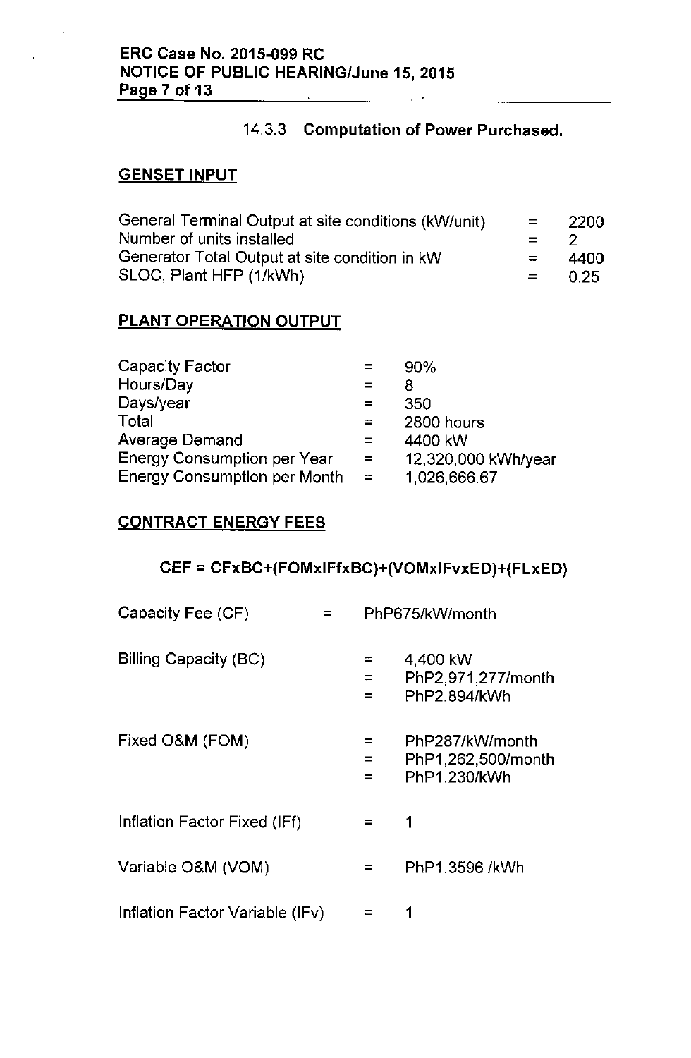### 14.3.3 Computation of Power Purchased.

**GENSET INPUT**

| | | |
|---|---|---|
| General Terminal Output at site conditions (kW/unit) | = | 2200 |
| Number of units installed | = | 2 |
| Generator Total Output at site condition in kW | = | 4400 |
| SLOC, Plant HFP (1/kWh) | = | 0.25 |

**PLANT OPERATION OUTPUT**

| | | |
|---|---|---|
| Capacity Factor | = | 90% |
| Hours/Day | = | 8 |
| Days/year | = | 350 |
| Total | = | 2800 hours |
| Average Demand | = | 4400 kW |
| Energy Consumption per Year | = | 12,320,000 kWh/year |
| Energy Consumption per Month | = | 1,026,666.67 |

**CONTRACT ENERGY FEES**

**CEF = CFxBC+(FOMxIFfxBC)+(VOMxIFvxED)+(FLxED)**

| | | |
|---|---|---|
| Capacity Fee (CF) | = | PhP675/kW/month |
| Billing Capacity (BC) | = | 4,400 kW |
| | = | PhP2,971,277/month |
| | = | PhP2.894/kWh |
| Fixed O&M (FOM) | = | PhP287/kW/month |
| | = | PhP1,262,500/month |
| | = | PhP1.230/kWh |
| Inflation Factor Fixed (IFf) | = | 1 |
| Variable O&M (VOM) | = | PhP1.3596 /kWh |
| Inflation Factor Variable (IFv) | = | 1 |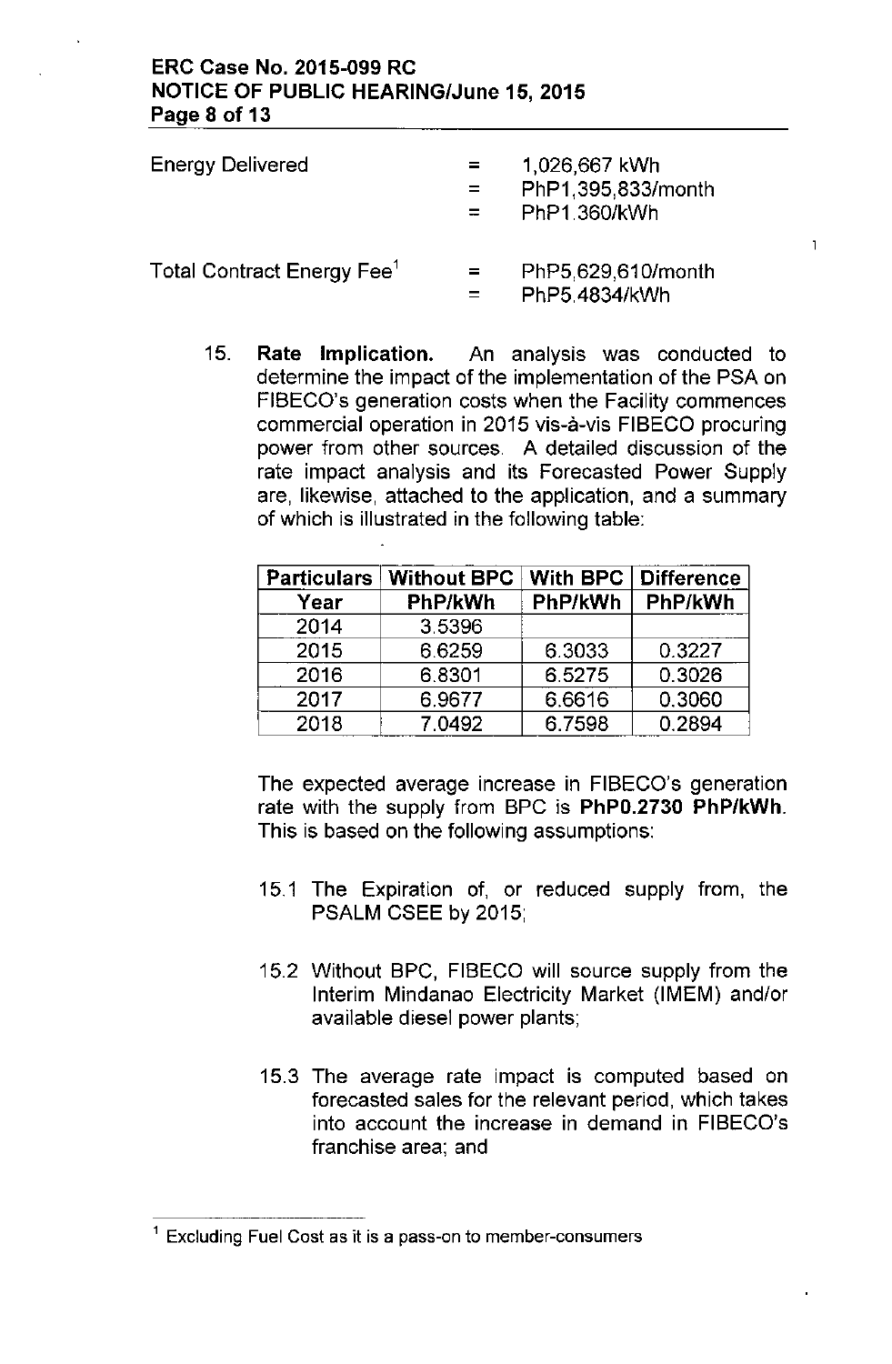| | | |
|---|---|---|
| Energy Delivered | = | 1,026,667 kWh |
| | = | PhP1,395,833/month |
| | = | PhP1.360/kWh |
| Total Contract Energy Fee[1] | = | PhP5,629,610/month |
| | = | PhP5.4834/kWh |

15. **Rate Implication.** An analysis was conducted to determine the impact of the implementation of the PSA on FIBECO's generation costs when the Facility commences commercial operation in 2015 vis-à-vis FIBECO procuring power from other sources. A detailed discussion of the rate impact analysis and its Forecasted Power Supply are, likewise, attached to the application, and a summary of which is illustrated in the following table:

| Particulars | Without BPC | With BPC | Difference |
|---|---|---|---|
| Year | PhP/kWh | PhP/kWh | PhP/kWh |
| 2014 | 3.5396 | | |
| 2015 | 6.6259 | 6.3033 | 0.3227 |
| 2016 | 6.8301 | 6.5275 | 0.3026 |
| 2017 | 6.9677 | 6.6616 | 0.3060 |
| 2018 | 7.0492 | 6.7598 | 0.2894 |

The expected average increase in FIBECO's generation rate with the supply from BPC is **PhP0.2730 PhP/kWh**. This is based on the following assumptions:

15.1 The Expiration of, or reduced supply from, the PSALM CSEE by 2015;

15.2 Without BPC, FIBECO will source supply from the Interim Mindanao Electricity Market (IMEM) and/or available diesel power plants;

15.3 The average rate impact is computed based on forecasted sales for the relevant period, which takes into account the increase in demand in FIBECO's franchise area; and

---

[1] Excluding Fuel Cost as it is a pass-on to member-consumers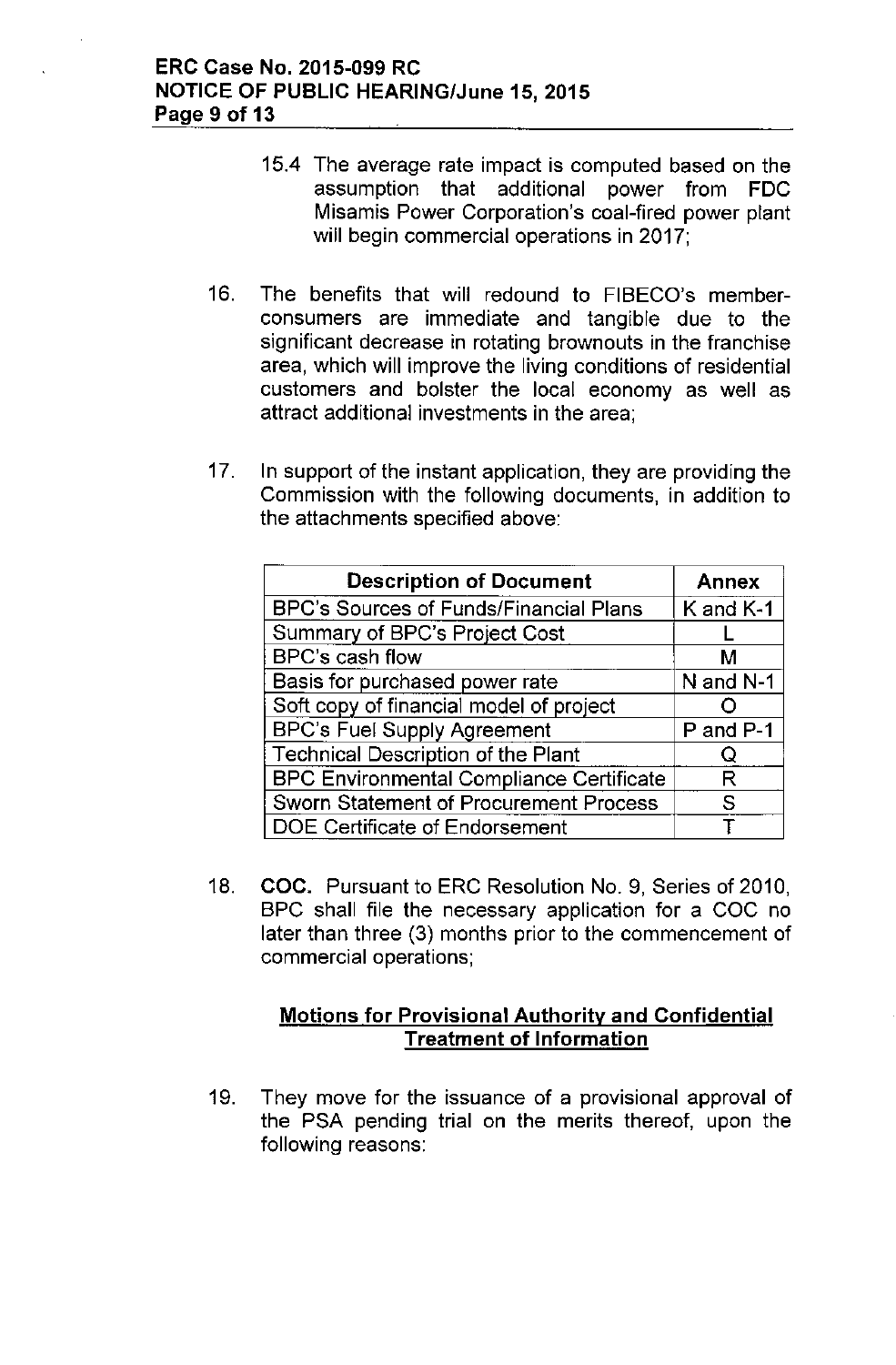15.4 The average rate impact is computed based on the assumption that additional power from FDC Misamis Power Corporation's coal-fired power plant will begin commercial operations in 2017;

16. The benefits that will redound to FIBECO's member-consumers are immediate and tangible due to the significant decrease in rotating brownouts in the franchise area, which will improve the living conditions of residential customers and bolster the local economy as well as attract additional investments in the area;

17. In support of the instant application, they are providing the Commission with the following documents, in addition to the attachments specified above:

| Description of Document | Annex |
|---|---|
| BPC's Sources of Funds/Financial Plans | K and K-1 |
| Summary of BPC's Project Cost | L |
| BPC's cash flow | M |
| Basis for purchased power rate | N and N-1 |
| Soft copy of financial model of project | O |
| BPC's Fuel Supply Agreement | P and P-1 |
| Technical Description of the Plant | Q |
| BPC Environmental Compliance Certificate | R |
| Sworn Statement of Procurement Process | S |
| DOE Certificate of Endorsement | T |

18. **COC.** Pursuant to ERC Resolution No. 9, Series of 2010, BPC shall file the necessary application for a COC no later than three (3) months prior to the commencement of commercial operations;

**Motions for Provisional Authority and Confidential Treatment of Information**

19. They move for the issuance of a provisional approval of the PSA pending trial on the merits thereof, upon the following reasons: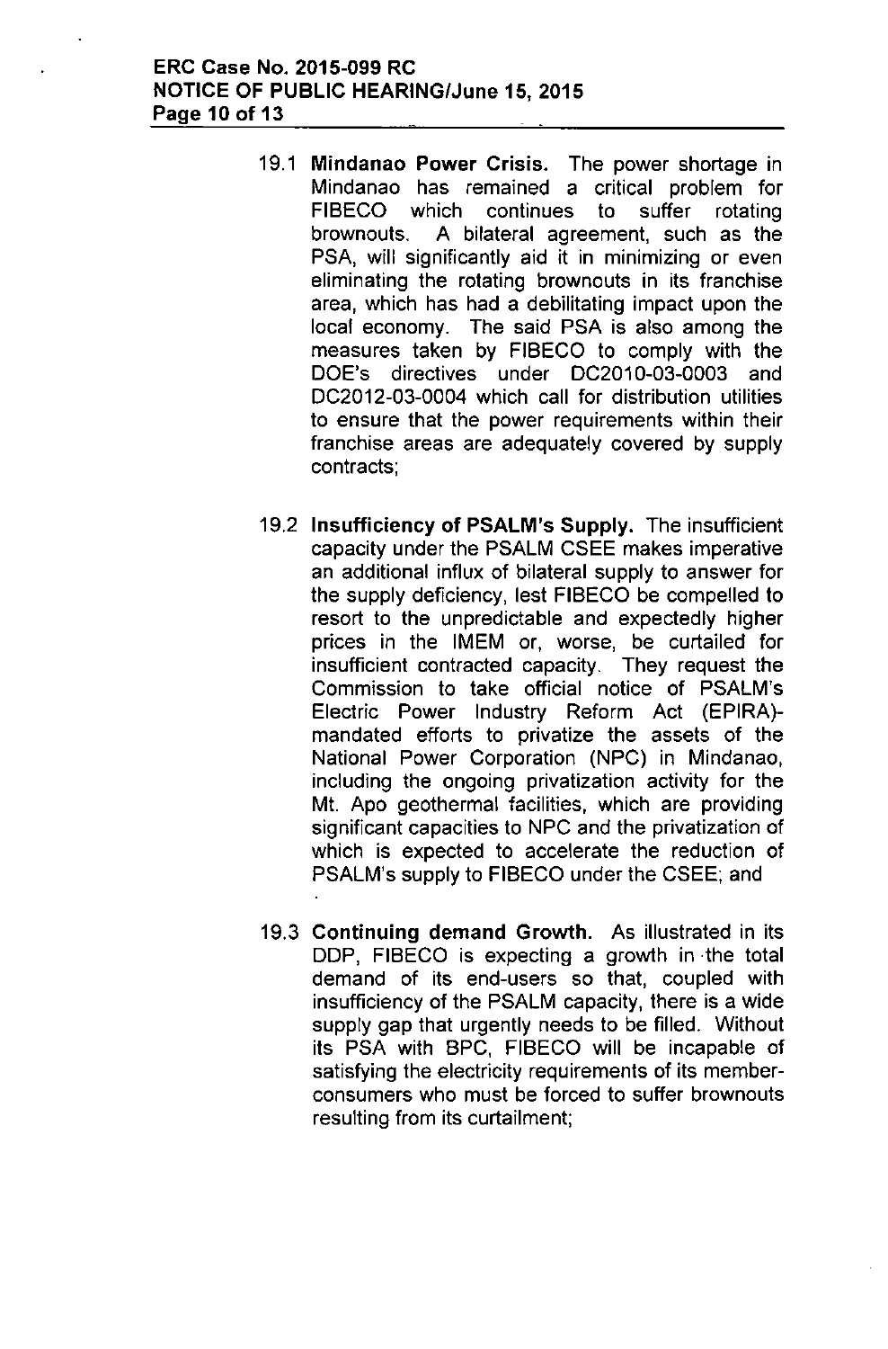19.1 **Mindanao Power Crisis.** The power shortage in Mindanao has remained a critical problem for FIBECO which continues to suffer rotating brownouts. A bilateral agreement, such as the PSA, will significantly aid it in minimizing or even eliminating the rotating brownouts in its franchise area, which has had a debilitating impact upon the local economy. The said PSA is also among the measures taken by FIBECO to comply with the DOE's directives under DC2010-03-0003 and DC2012-03-0004 which call for distribution utilities to ensure that the power requirements within their franchise areas are adequately covered by supply contracts;

19.2 **Insufficiency of PSALM's Supply.** The insufficient capacity under the PSALM CSEE makes imperative an additional influx of bilateral supply to answer for the supply deficiency, lest FIBECO be compelled to resort to the unpredictable and expectedly higher prices in the IMEM or, worse, be curtailed for insufficient contracted capacity. They request the Commission to take official notice of PSALM's Electric Power Industry Reform Act (EPIRA)-mandated efforts to privatize the assets of the National Power Corporation (NPC) in Mindanao, including the ongoing privatization activity for the Mt. Apo geothermal facilities, which are providing significant capacities to NPC and the privatization of which is expected to accelerate the reduction of PSALM's supply to FIBECO under the CSEE; and

19.3 **Continuing demand Growth.** As illustrated in its DDP, FIBECO is expecting a growth in the total demand of its end-users so that, coupled with insufficiency of the PSALM capacity, there is a wide supply gap that urgently needs to be filled. Without its PSA with BPC, FIBECO will be incapable of satisfying the electricity requirements of its member-consumers who must be forced to suffer brownouts resulting from its curtailment;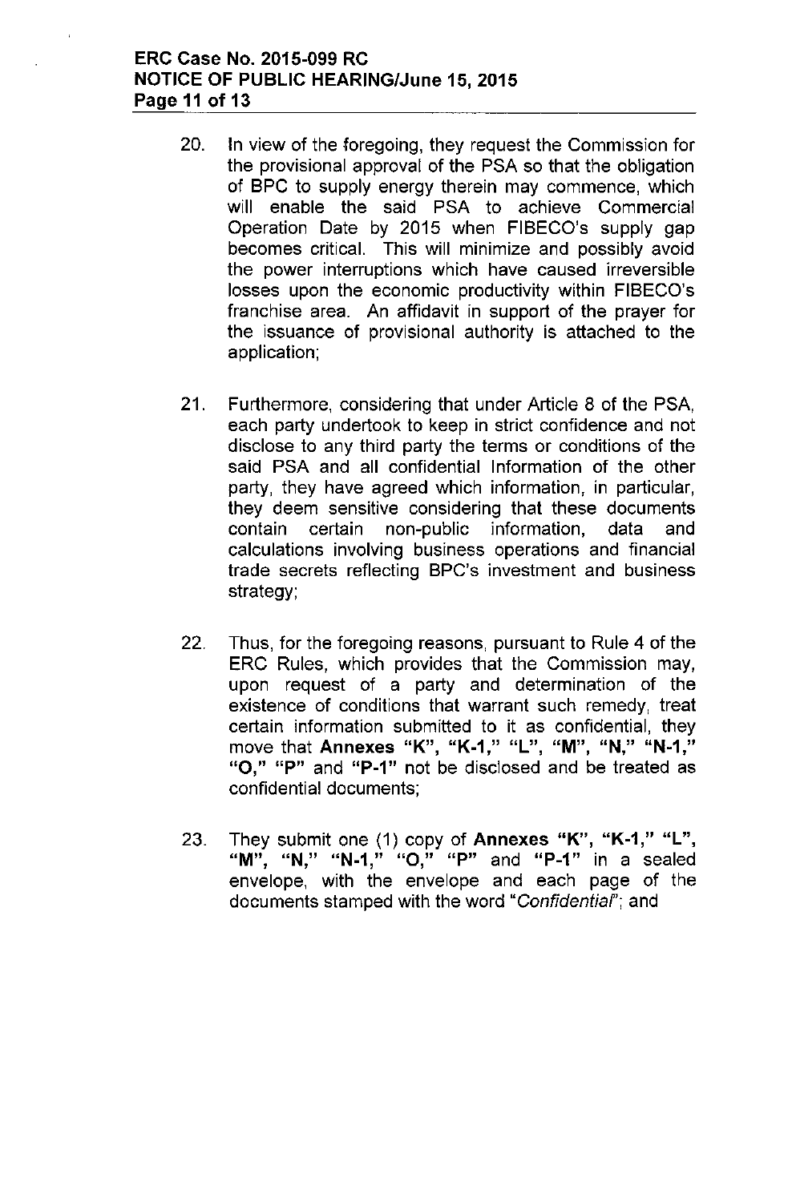20. In view of the foregoing, they request the Commission for the provisional approval of the PSA so that the obligation of BPC to supply energy therein may commence, which will enable the said PSA to achieve Commercial Operation Date by 2015 when FIBECO's supply gap becomes critical. This will minimize and possibly avoid the power interruptions which have caused irreversible losses upon the economic productivity within FIBECO's franchise area. An affidavit in support of the prayer for the issuance of provisional authority is attached to the application;

21. Furthermore, considering that under Article 8 of the PSA, each party undertook to keep in strict confidence and not disclose to any third party the terms or conditions of the said PSA and all confidential Information of the other party, they have agreed which information, in particular, they deem sensitive considering that these documents contain certain non-public information, data and calculations involving business operations and financial trade secrets reflecting BPC's investment and business strategy;

22. Thus, for the foregoing reasons, pursuant to Rule 4 of the ERC Rules, which provides that the Commission may, upon request of a party and determination of the existence of conditions that warrant such remedy, treat certain information submitted to it as confidential, they move that **Annexes "K", "K-1," "L", "M", "N," "N-1," "O," "P"** and **"P-1"** not be disclosed and be treated as confidential documents;

23. They submit one (1) copy of **Annexes "K", "K-1," "L", "M", "N," "N-1," "O," "P"** and **"P-1"** in a sealed envelope, with the envelope and each page of the documents stamped with the word "*Confidential*"; and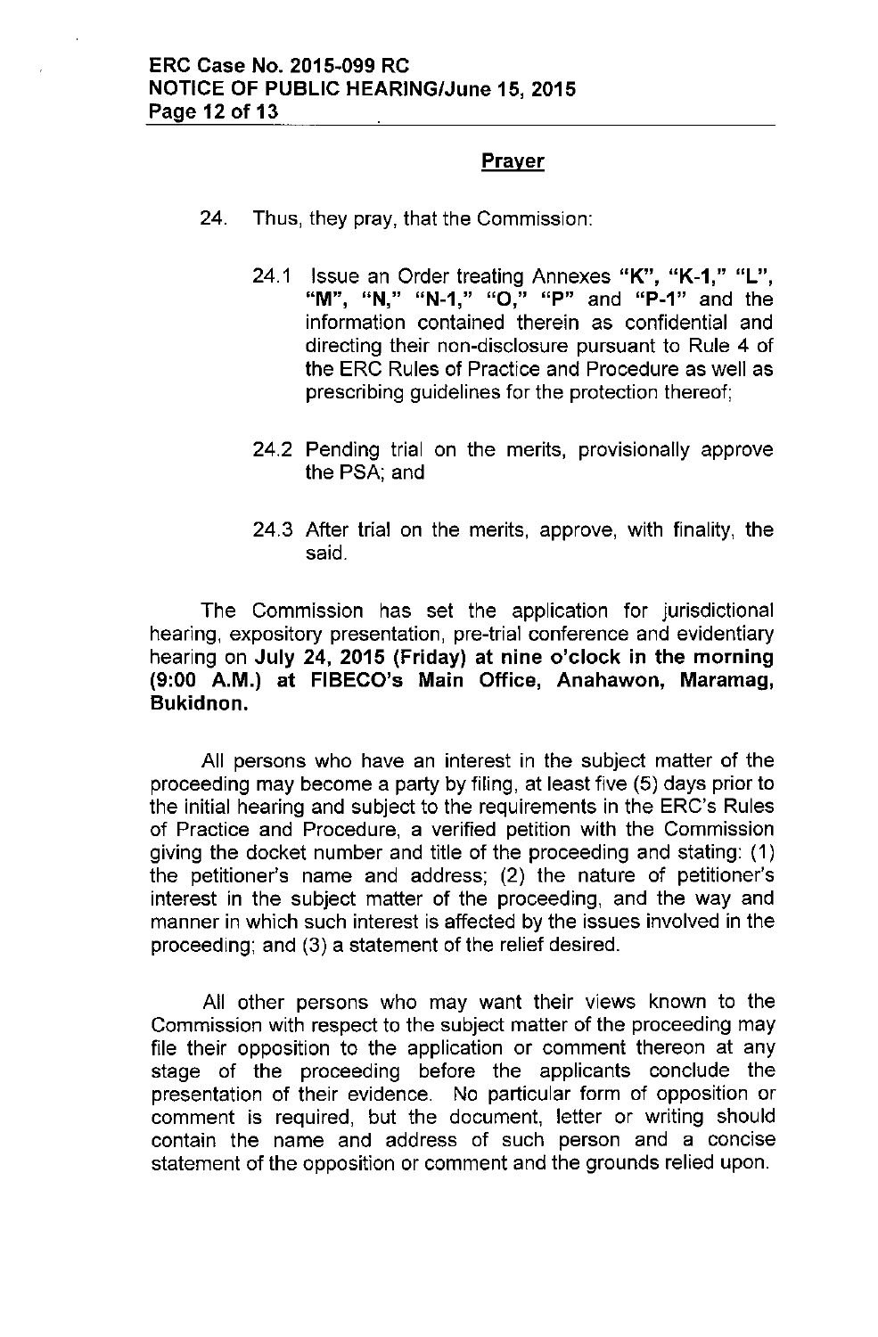## Prayer

24. Thus, they pray, that the Commission:

    24.1 Issue an Order treating Annexes **"K", "K-1," "L", "M", "N," "N-1," "O," "P"** and **"P-1"** and the information contained therein as confidential and directing their non-disclosure pursuant to Rule 4 of the ERC Rules of Practice and Procedure as well as prescribing guidelines for the protection thereof;

    24.2 Pending trial on the merits, provisionally approve the PSA; and

    24.3 After trial on the merits, approve, with finality, the said.

The Commission has set the application for jurisdictional hearing, expository presentation, pre-trial conference and evidentiary hearing on **July 24, 2015 (Friday) at nine o'clock in the morning (9:00 A.M.) at FIBECO's Main Office, Anahawon, Maramag, Bukidnon.**

All persons who have an interest in the subject matter of the proceeding may become a party by filing, at least five (5) days prior to the initial hearing and subject to the requirements in the ERC's Rules of Practice and Procedure, a verified petition with the Commission giving the docket number and title of the proceeding and stating: (1) the petitioner's name and address; (2) the nature of petitioner's interest in the subject matter of the proceeding, and the way and manner in which such interest is affected by the issues involved in the proceeding; and (3) a statement of the relief desired.

All other persons who may want their views known to the Commission with respect to the subject matter of the proceeding may file their opposition to the application or comment thereon at any stage of the proceeding before the applicants conclude the presentation of their evidence. No particular form of opposition or comment is required, but the document, letter or writing should contain the name and address of such person and a concise statement of the opposition or comment and the grounds relied upon.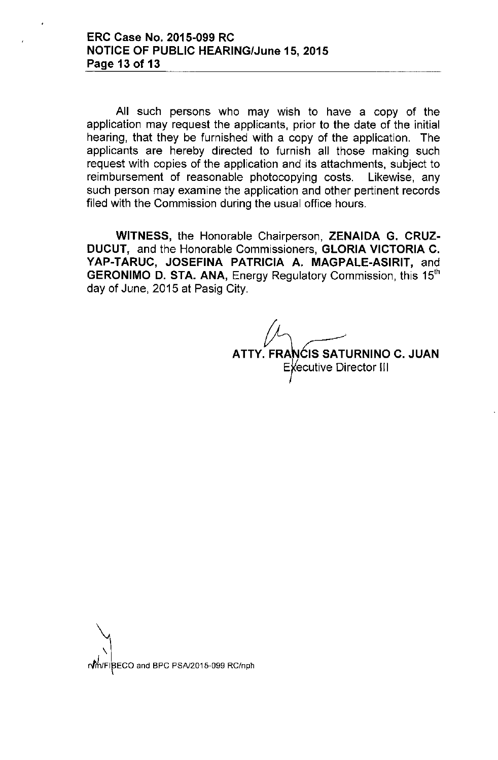All such persons who may wish to have a copy of the application may request the applicants, prior to the date of the initial hearing, that they be furnished with a copy of the application. The applicants are hereby directed to furnish all those making such request with copies of the application and its attachments, subject to reimbursement of reasonable photocopying costs. Likewise, any such person may examine the application and other pertinent records filed with the Commission during the usual office hours.

**WITNESS,** the Honorable Chairperson, **ZENAIDA G. CRUZ-DUCUT,** and the Honorable Commissioners, **GLORIA VICTORIA C. YAP-TARUC, JOSEFINA PATRICIA A. MAGPALE-ASIRIT,** and **GERONIMO D. STA. ANA,** Energy Regulatory Commission, this 15th day of June, 2015 at Pasig City.

**ATTY. FRANCIS SATURNINO C. JUAN**
Executive Director III

nm/FIBECO and BPC PSA/2015-099 RC/nph